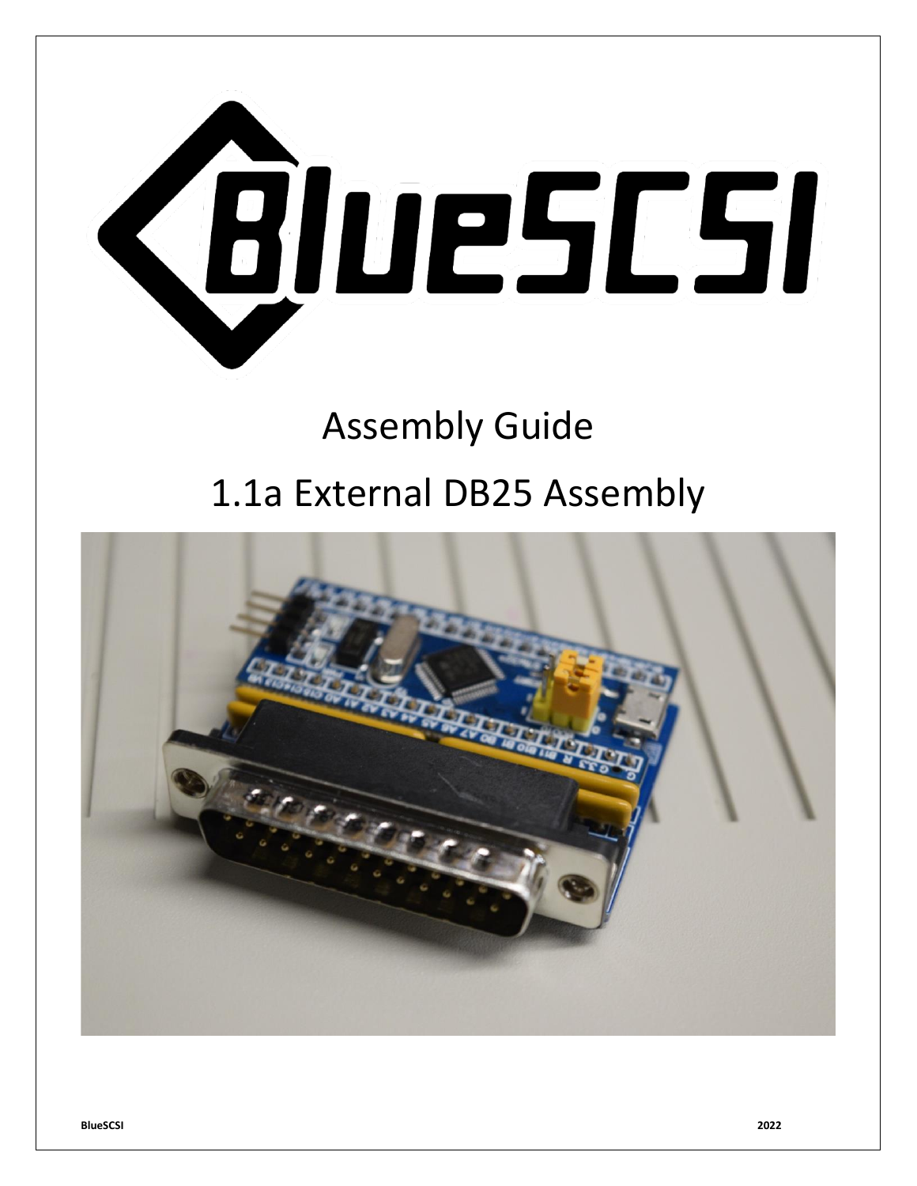# BlueSCSI

## Assembly Guide

## 1.1a External DB25 Assembly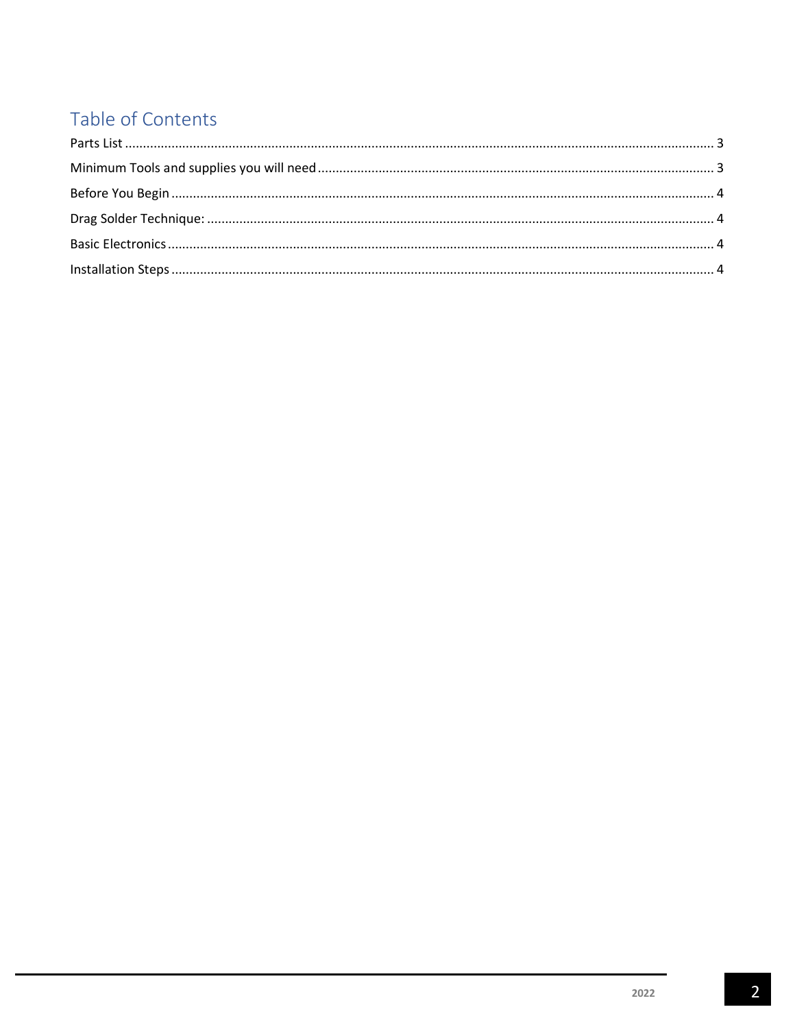# Table of Contents

Parts List ..... 3

Minimum Tools and supplies you will need ..... 3

Before You Begin ..... 4

Drag Solder Technique: ..... 4

Basic Electronics ..... 4

Installation Steps ..... 4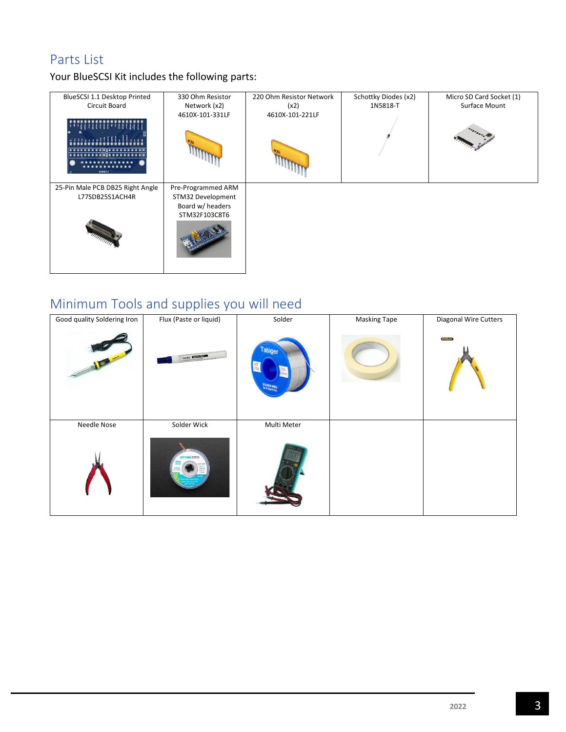## Parts List

Your BlueSCSI Kit includes the following parts:

| BlueSCSI 1.1 Desktop Printed Circuit Board | 330 Ohm Resistor Network (x2) 4610X-101-331LF | 220 Ohm Resistor Network (x2) 4610X-101-221LF | Schottky Diodes (x2) 1N5818-T | Micro SD Card Socket (1) Surface Mount |
|---|---|---|---|---|
| 25-Pin Male PCB DB25 Right Angle L77SDB25S1ACH4R | Pre-Programmed ARM STM32 Development Board w/ headers STM32F103C8T6 | | | |

## Minimum Tools and supplies you will need

| Good quality Soldering Iron | Flux (Paste or liquid) | Solder | Masking Tape | Diagonal Wire Cutters |
|---|---|---|---|---|
| Needle Nose | Solder Wick | Multi Meter | | |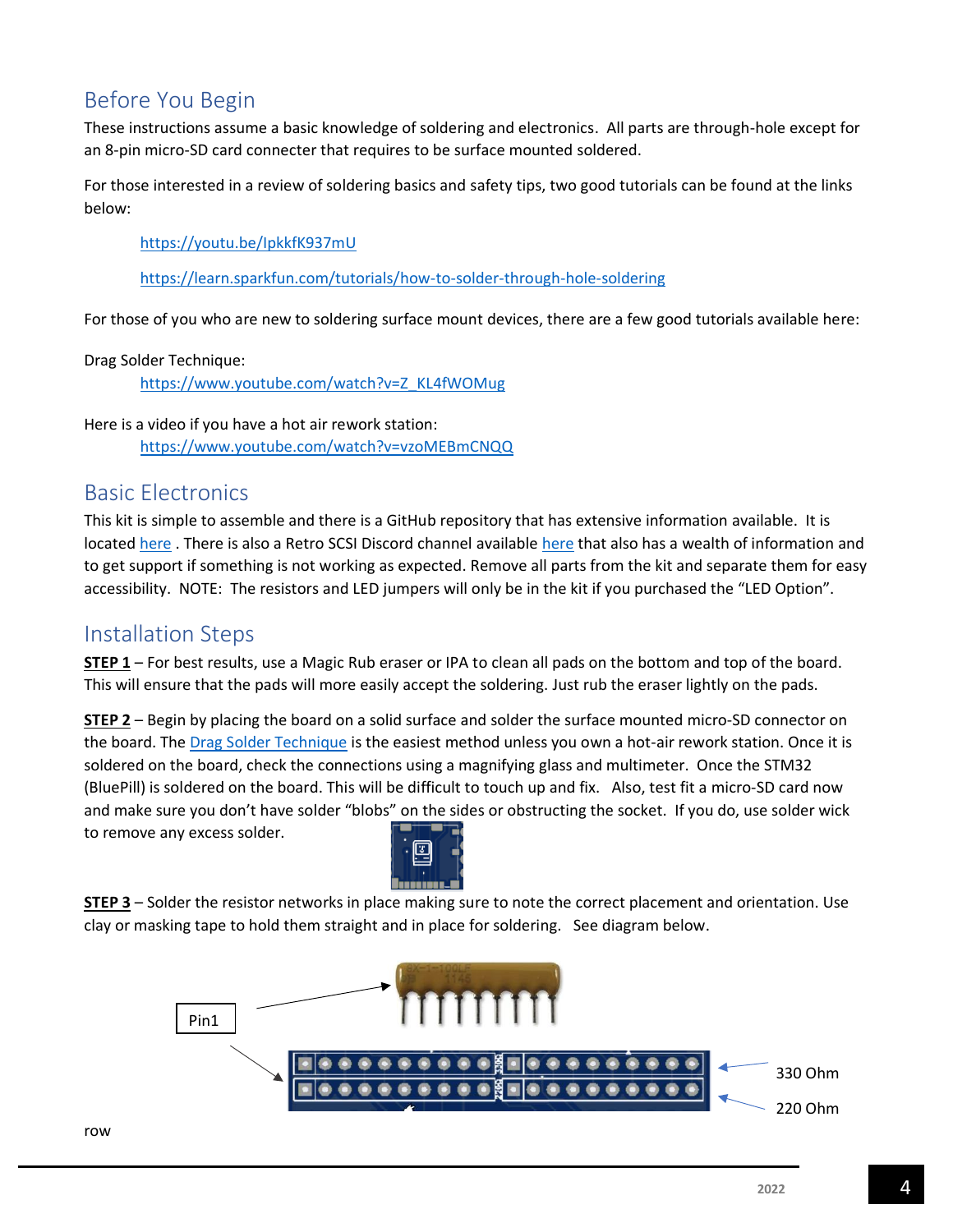## Before You Begin

These instructions assume a basic knowledge of soldering and electronics. All parts are through-hole except for an 8-pin micro-SD card connecter that requires to be surface mounted soldered.

For those interested in a review of soldering basics and safety tips, two good tutorials can be found at the links below:

> https://youtu.be/IpkkfK937mU
>
> https://learn.sparkfun.com/tutorials/how-to-solder-through-hole-soldering

For those of you who are new to soldering surface mount devices, there are a few good tutorials available here:

Drag Solder Technique:
> https://www.youtube.com/watch?v=Z_KL4fWOMug

Here is a video if you have a hot air rework station:
> https://www.youtube.com/watch?v=vzoMEBmCNQQ

## Basic Electronics

This kit is simple to assemble and there is a GitHub repository that has extensive information available. It is located here . There is also a Retro SCSI Discord channel available here that also has a wealth of information and to get support if something is not working as expected. Remove all parts from the kit and separate them for easy accessibility. NOTE: The resistors and LED jumpers will only be in the kit if you purchased the "LED Option".

## Installation Steps

**STEP 1** – For best results, use a Magic Rub eraser or IPA to clean all pads on the bottom and top of the board. This will ensure that the pads will more easily accept the soldering. Just rub the eraser lightly on the pads.

**STEP 2** – Begin by placing the board on a solid surface and solder the surface mounted micro-SD connector on the board. The Drag Solder Technique is the easiest method unless you own a hot-air rework station. Once it is soldered on the board, check the connections using a magnifying glass and multimeter. Once the STM32 (BluePill) is soldered on the board. This will be difficult to touch up and fix. Also, test fit a micro-SD card now and make sure you don't have solder "blobs" on the sides or obstructing the socket. If you do, use solder wick to remove any excess solder.

**STEP 3** – Solder the resistor networks in place making sure to note the correct placement and orientation. Use clay or masking tape to hold them straight and in place for soldering. See diagram below.

Pin1

330 Ohm

220 Ohm

row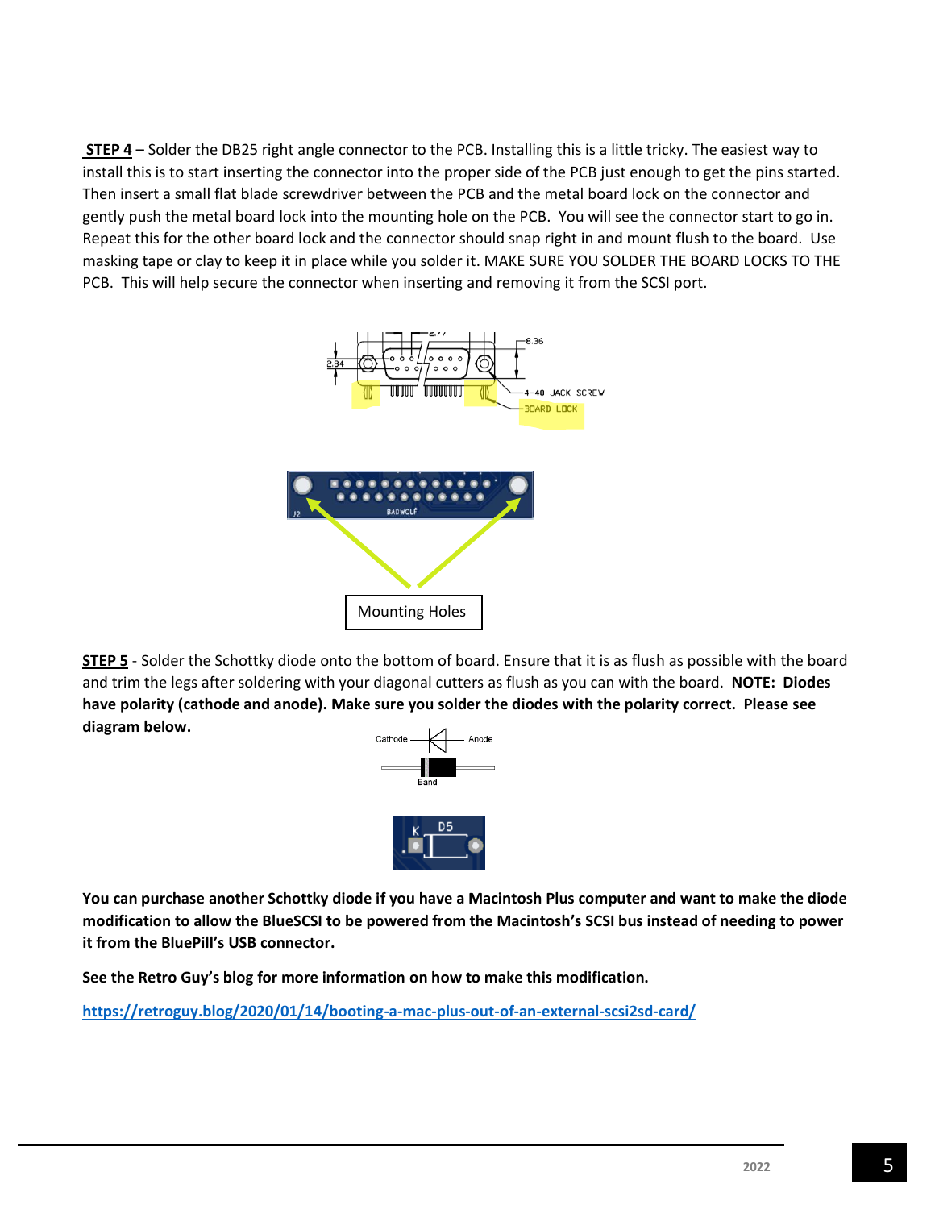**STEP 4** – Solder the DB25 right angle connector to the PCB. Installing this is a little tricky. The easiest way to install this is to start inserting the connector into the proper side of the PCB just enough to get the pins started. Then insert a small flat blade screwdriver between the PCB and the metal board lock on the connector and gently push the metal board lock into the mounting hole on the PCB. You will see the connector start to go in. Repeat this for the other board lock and the connector should snap right in and mount flush to the board. Use masking tape or clay to keep it in place while you solder it. MAKE SURE YOU SOLDER THE BOARD LOCKS TO THE PCB. This will help secure the connector when inserting and removing it from the SCSI port.

Mounting Holes

**STEP 5** - Solder the Schottky diode onto the bottom of board. Ensure that it is as flush as possible with the board and trim the legs after soldering with your diagonal cutters as flush as you can with the board. **NOTE: Diodes have polarity (cathode and anode). Make sure you solder the diodes with the polarity correct. Please see diagram below.**

**You can purchase another Schottky diode if you have a Macintosh Plus computer and want to make the diode modification to allow the BlueSCSI to be powered from the Macintosh's SCSI bus instead of needing to power it from the BluePill's USB connector.**

**See the Retro Guy's blog for more information on how to make this modification.**

https://retroguy.blog/2020/01/14/booting-a-mac-plus-out-of-an-external-scsi2sd-card/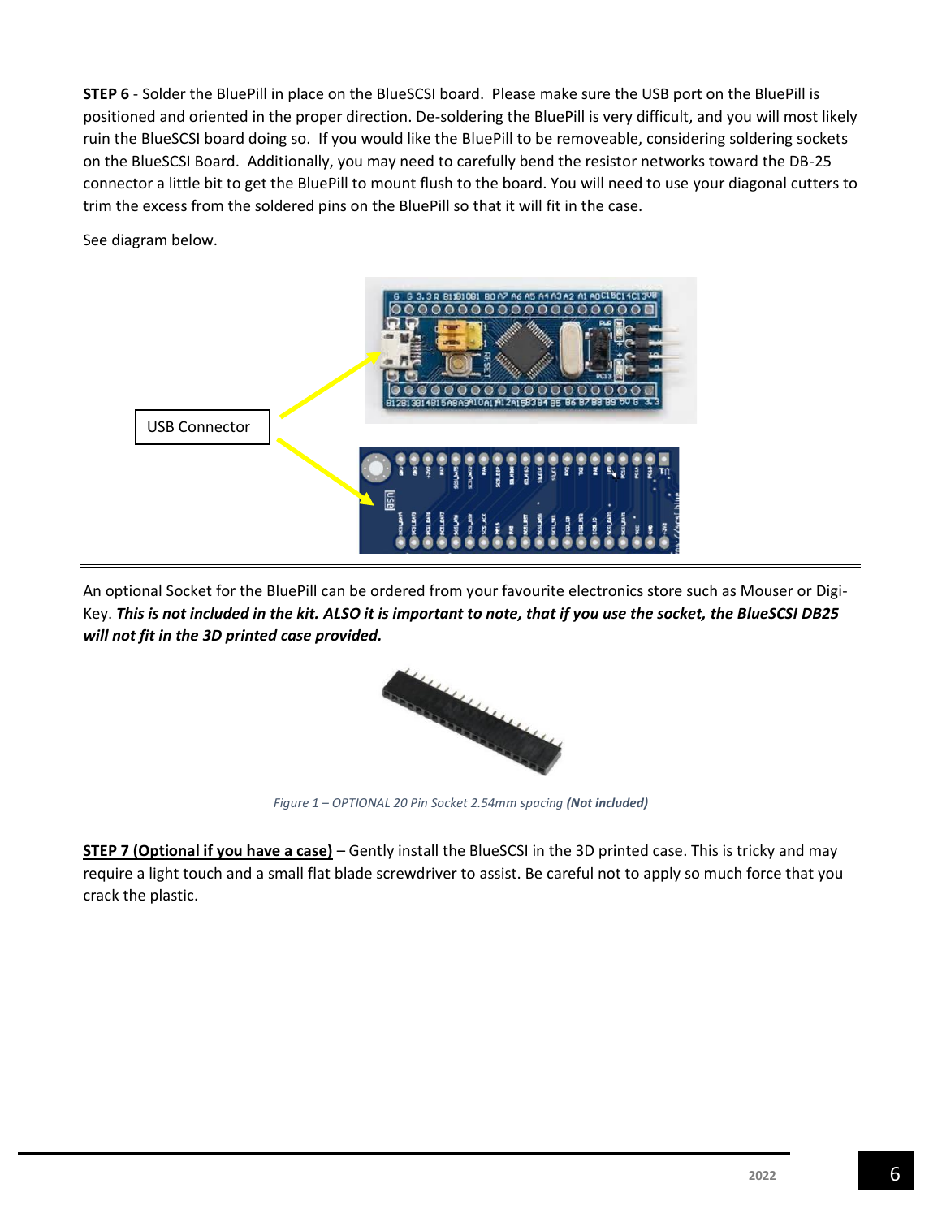**<u>STEP 6</u>** - Solder the BluePill in place on the BlueSCSI board. Please make sure the USB port on the BluePill is positioned and oriented in the proper direction. De-soldering the BluePill is very difficult, and you will most likely ruin the BlueSCSI board doing so. If you would like the BluePill to be removeable, considering soldering sockets on the BlueSCSI Board. Additionally, you may need to carefully bend the resistor networks toward the DB-25 connector a little bit to get the BluePill to mount flush to the board. You will need to use your diagonal cutters to trim the excess from the soldered pins on the BluePill so that it will fit in the case.

See diagram below.

USB Connector

---

An optional Socket for the BluePill can be ordered from your favourite electronics store such as Mouser or Digi-Key. ***This is not included in the kit. ALSO it is important to note, that if you use the socket, the BlueSCSI DB25 will not fit in the 3D printed case provided.***

*Figure 1 – OPTIONAL 20 Pin Socket 2.54mm spacing **(Not included)***

**<u>STEP 7 (Optional if you have a case)</u>** – Gently install the BlueSCSI in the 3D printed case. This is tricky and may require a light touch and a small flat blade screwdriver to assist. Be careful not to apply so much force that you crack the plastic.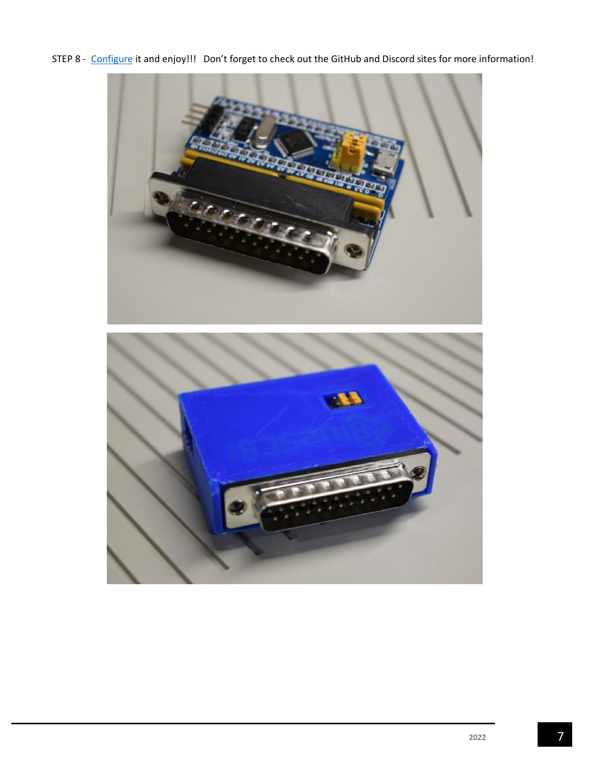STEP 8 - Configure it and enjoy!!! Don't forget to check out the GitHub and Discord sites for more information!